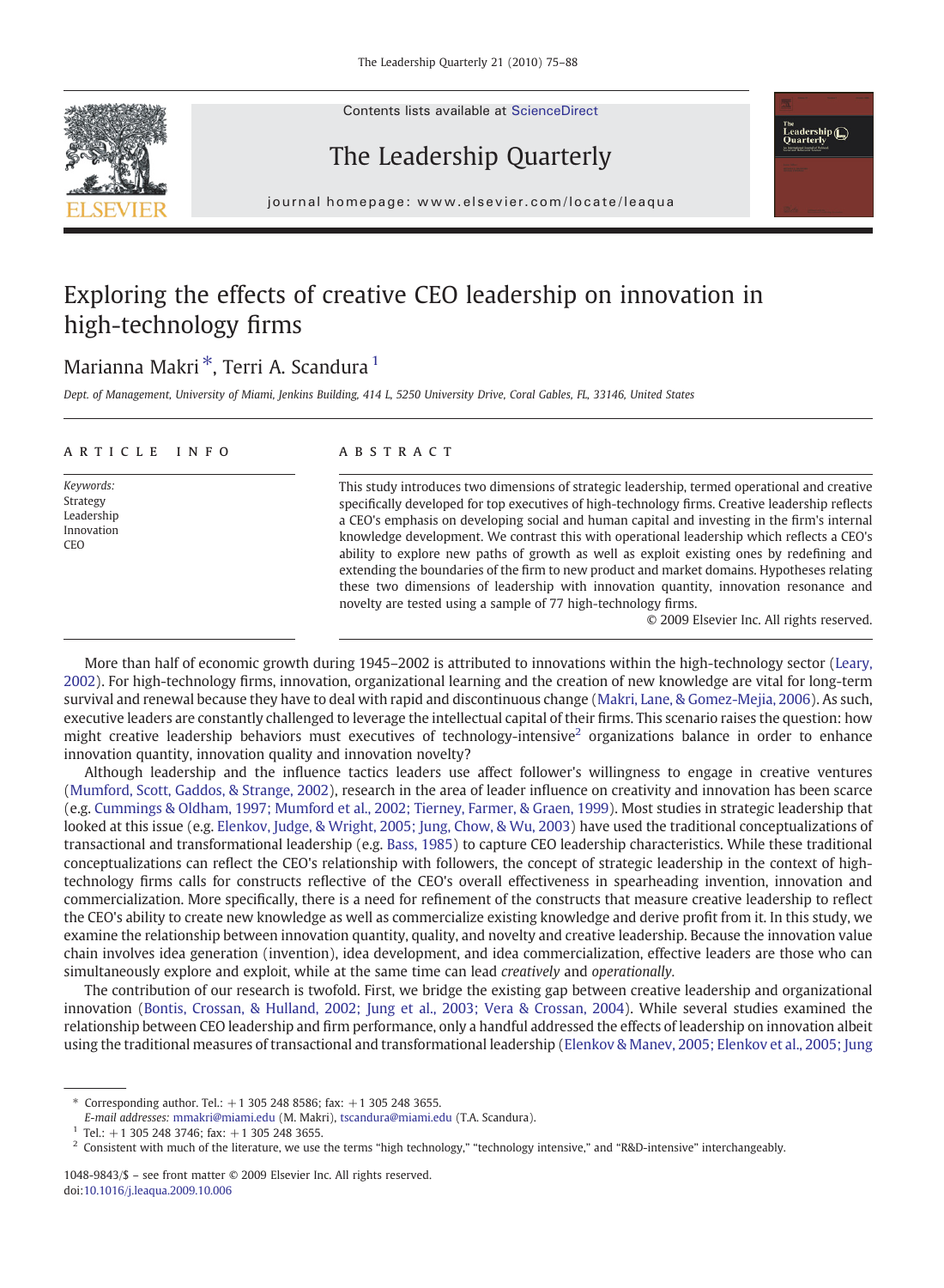Contents lists available at ScienceDirect

The Leadership Quarterly

journal homepage: www.elsevier.com/locate/leaqua

# Exploring the effects of creative CEO leadership on innovation in high-technology firms

Marianna Makri *, Terri A. Scandura [1]

*Dept. of Management, University of Miami, Jenkins Building, 414 L, 5250 University Drive, Coral Gables, FL, 33146, United States*

## ARTICLE INFO

*Keywords:*
Strategy
Leadership
Innovation
CEO

## ABSTRACT

This study introduces two dimensions of strategic leadership, termed operational and creative specifically developed for top executives of high-technology firms. Creative leadership reflects a CEO's emphasis on developing social and human capital and investing in the firm's internal knowledge development. We contrast this with operational leadership which reflects a CEO's ability to explore new paths of growth as well as exploit existing ones by redefining and extending the boundaries of the firm to new product and market domains. Hypotheses relating these two dimensions of leadership with innovation quantity, innovation resonance and novelty are tested using a sample of 77 high-technology firms.

© 2009 Elsevier Inc. All rights reserved.

More than half of economic growth during 1945–2002 is attributed to innovations within the high-technology sector (Leary, 2002). For high-technology firms, innovation, organizational learning and the creation of new knowledge are vital for long-term survival and renewal because they have to deal with rapid and discontinuous change (Makri, Lane, & Gomez-Mejia, 2006). As such, executive leaders are constantly challenged to leverage the intellectual capital of their firms. This scenario raises the question: how might creative leadership behaviors must executives of technology-intensive[2] organizations balance in order to enhance innovation quantity, innovation quality and innovation novelty?

Although leadership and the influence tactics leaders use affect follower's willingness to engage in creative ventures (Mumford, Scott, Gaddos, & Strange, 2002), research in the area of leader influence on creativity and innovation has been scarce (e.g. Cummings & Oldham, 1997; Mumford et al., 2002; Tierney, Farmer, & Graen, 1999). Most studies in strategic leadership that looked at this issue (e.g. Elenkov, Judge, & Wright, 2005; Jung, Chow, & Wu, 2003) have used the traditional conceptualizations of transactional and transformational leadership (e.g. Bass, 1985) to capture CEO leadership characteristics. While these traditional conceptualizations can reflect the CEO's relationship with followers, the concept of strategic leadership in the context of high-technology firms calls for constructs reflective of the CEO's overall effectiveness in spearheading invention, innovation and commercialization. More specifically, there is a need for refinement of the constructs that measure creative leadership to reflect the CEO's ability to create new knowledge as well as commercialize existing knowledge and derive profit from it. In this study, we examine the relationship between innovation quantity, quality, and novelty and creative leadership. Because the innovation value chain involves idea generation (invention), idea development, and idea commercialization, effective leaders are those who can simultaneously explore and exploit, while at the same time can lead *creatively* and *operationally*.

The contribution of our research is twofold. First, we bridge the existing gap between creative leadership and organizational innovation (Bontis, Crossan, & Hulland, 2002; Jung et al., 2003; Vera & Crossan, 2004). While several studies examined the relationship between CEO leadership and firm performance, only a handful addressed the effects of leadership on innovation albeit using the traditional measures of transactional and transformational leadership (Elenkov & Manev, 2005; Elenkov et al., 2005; Jung

* Corresponding author. Tel.: +1 305 248 8586; fax: +1 305 248 3655.
*E-mail addresses:* mmakri@miami.edu (M. Makri), tscandura@miami.edu (T.A. Scandura).

[1] Tel.: +1 305 248 3746; fax: +1 305 248 3655.

[2] Consistent with much of the literature, we use the terms "high technology," "technology intensive," and "R&D-intensive" interchangeably.

1048-9843/$ – see front matter © 2009 Elsevier Inc. All rights reserved.
doi:10.1016/j.leaqua.2009.10.006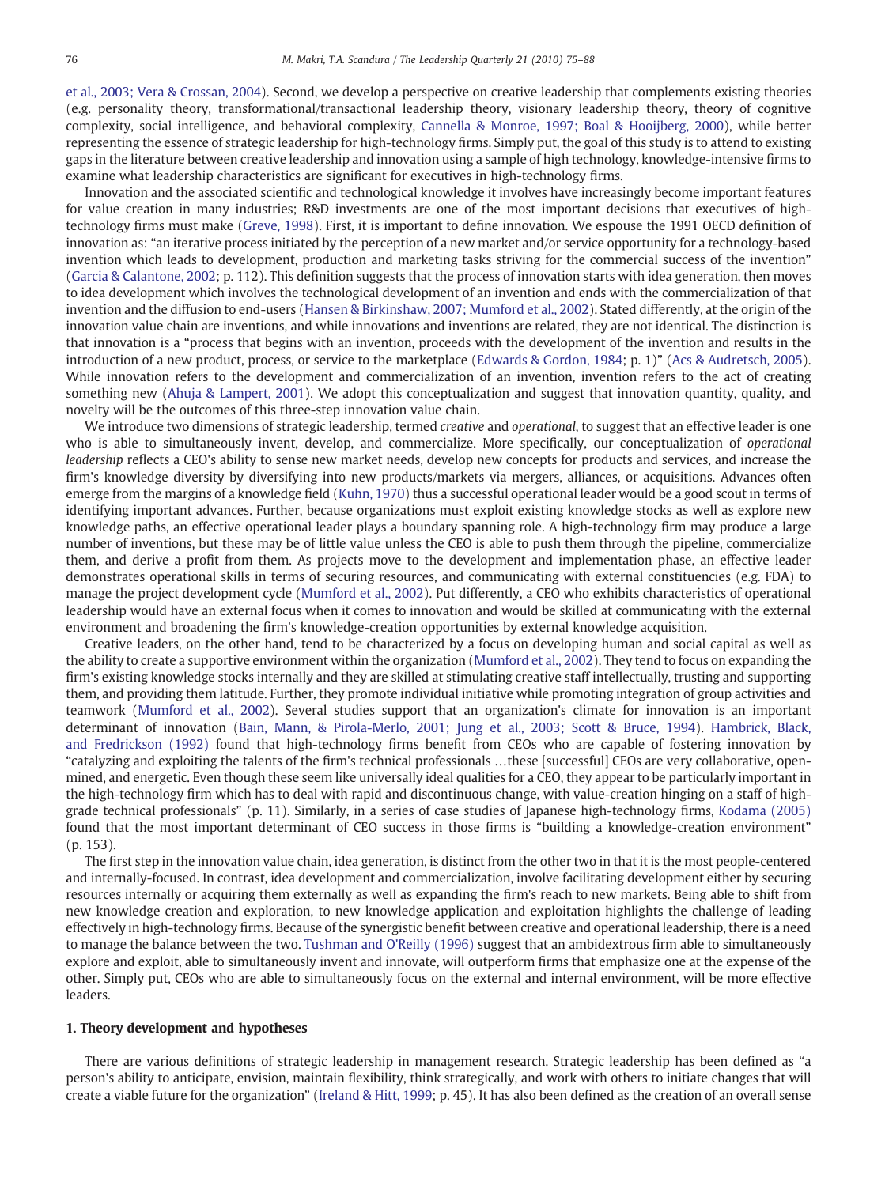et al., 2003; Vera & Crossan, 2004). Second, we develop a perspective on creative leadership that complements existing theories (e.g. personality theory, transformational/transactional leadership theory, visionary leadership theory, theory of cognitive complexity, social intelligence, and behavioral complexity, Cannella & Monroe, 1997; Boal & Hooijberg, 2000), while better representing the essence of strategic leadership for high-technology firms. Simply put, the goal of this study is to attend to existing gaps in the literature between creative leadership and innovation using a sample of high technology, knowledge-intensive firms to examine what leadership characteristics are significant for executives in high-technology firms.

Innovation and the associated scientific and technological knowledge it involves have increasingly become important features for value creation in many industries; R&D investments are one of the most important decisions that executives of high-technology firms must make (Greve, 1998). First, it is important to define innovation. We espouse the 1991 OECD definition of innovation as: "an iterative process initiated by the perception of a new market and/or service opportunity for a technology-based invention which leads to development, production and marketing tasks striving for the commercial success of the invention" (Garcia & Calantone, 2002; p. 112). This definition suggests that the process of innovation starts with idea generation, then moves to idea development which involves the technological development of an invention and ends with the commercialization of that invention and the diffusion to end-users (Hansen & Birkinshaw, 2007; Mumford et al., 2002). Stated differently, at the origin of the innovation value chain are inventions, and while innovations and inventions are related, they are not identical. The distinction is that innovation is a "process that begins with an invention, proceeds with the development of the invention and results in the introduction of a new product, process, or service to the marketplace (Edwards & Gordon, 1984; p. 1)" (Acs & Audretsch, 2005). While innovation refers to the development and commercialization of an invention, invention refers to the act of creating something new (Ahuja & Lampert, 2001). We adopt this conceptualization and suggest that innovation quantity, quality, and novelty will be the outcomes of this three-step innovation value chain.

We introduce two dimensions of strategic leadership, termed *creative* and *operational*, to suggest that an effective leader is one who is able to simultaneously invent, develop, and commercialize. More specifically, our conceptualization of *operational leadership* reflects a CEO's ability to sense new market needs, develop new concepts for products and services, and increase the firm's knowledge diversity by diversifying into new products/markets via mergers, alliances, or acquisitions. Advances often emerge from the margins of a knowledge field (Kuhn, 1970) thus a successful operational leader would be a good scout in terms of identifying important advances. Further, because organizations must exploit existing knowledge stocks as well as explore new knowledge paths, an effective operational leader plays a boundary spanning role. A high-technology firm may produce a large number of inventions, but these may be of little value unless the CEO is able to push them through the pipeline, commercialize them, and derive a profit from them. As projects move to the development and implementation phase, an effective leader demonstrates operational skills in terms of securing resources, and communicating with external constituencies (e.g. FDA) to manage the project development cycle (Mumford et al., 2002). Put differently, a CEO who exhibits characteristics of operational leadership would have an external focus when it comes to innovation and would be skilled at communicating with the external environment and broadening the firm's knowledge-creation opportunities by external knowledge acquisition.

Creative leaders, on the other hand, tend to be characterized by a focus on developing human and social capital as well as the ability to create a supportive environment within the organization (Mumford et al., 2002). They tend to focus on expanding the firm's existing knowledge stocks internally and they are skilled at stimulating creative staff intellectually, trusting and supporting them, and providing them latitude. Further, they promote individual initiative while promoting integration of group activities and teamwork (Mumford et al., 2002). Several studies support that an organization's climate for innovation is an important determinant of innovation (Bain, Mann, & Pirola-Merlo, 2001; Jung et al., 2003; Scott & Bruce, 1994). Hambrick, Black, and Fredrickson (1992) found that high-technology firms benefit from CEOs who are capable of fostering innovation by "catalyzing and exploiting the talents of the firm's technical professionals …these [successful] CEOs are very collaborative, open-mined, and energetic. Even though these seem like universally ideal qualities for a CEO, they appear to be particularly important in the high-technology firm which has to deal with rapid and discontinuous change, with value-creation hinging on a staff of high-grade technical professionals" (p. 11). Similarly, in a series of case studies of Japanese high-technology firms, Kodama (2005) found that the most important determinant of CEO success in those firms is "building a knowledge-creation environment" (p. 153).

The first step in the innovation value chain, idea generation, is distinct from the other two in that it is the most people-centered and internally-focused. In contrast, idea development and commercialization, involve facilitating development either by securing resources internally or acquiring them externally as well as expanding the firm's reach to new markets. Being able to shift from new knowledge creation and exploration, to new knowledge application and exploitation highlights the challenge of leading effectively in high-technology firms. Because of the synergistic benefit between creative and operational leadership, there is a need to manage the balance between the two. Tushman and O'Reilly (1996) suggest that an ambidextrous firm able to simultaneously explore and exploit, able to simultaneously invent and innovate, will outperform firms that emphasize one at the expense of the other. Simply put, CEOs who are able to simultaneously focus on the external and internal environment, will be more effective leaders.

## 1. Theory development and hypotheses

There are various definitions of strategic leadership in management research. Strategic leadership has been defined as "a person's ability to anticipate, envision, maintain flexibility, think strategically, and work with others to initiate changes that will create a viable future for the organization" (Ireland & Hitt, 1999; p. 45). It has also been defined as the creation of an overall sense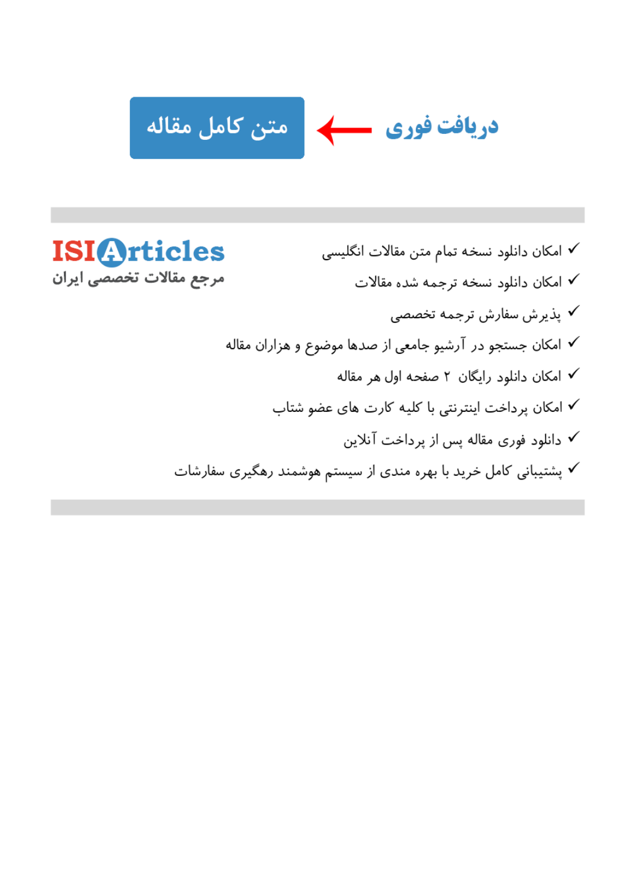دریافت فوری ← **متن کامل مقاله**

**ISIArticles**
مرجع مقالات تخصصی ایران

- ✓ امکان دانلود نسخه تمام متن مقالات انگلیسی
- ✓ امکان دانلود نسخه ترجمه شده مقالات
- ✓ پذیرش سفارش ترجمه تخصصی
- ✓ امکان جستجو در آرشیو جامعی از صدها موضوع و هزاران مقاله
- ✓ امکان دانلود رایگان ۲ صفحه اول هر مقاله
- ✓ امکان پرداخت اینترنتی با کلیه کارت های عضو شتاب
- ✓ دانلود فوری مقاله پس از پرداخت آنلاین
- ✓ پشتیبانی کامل خرید با بهره مندی از سیستم هوشمند رهگیری سفارشات